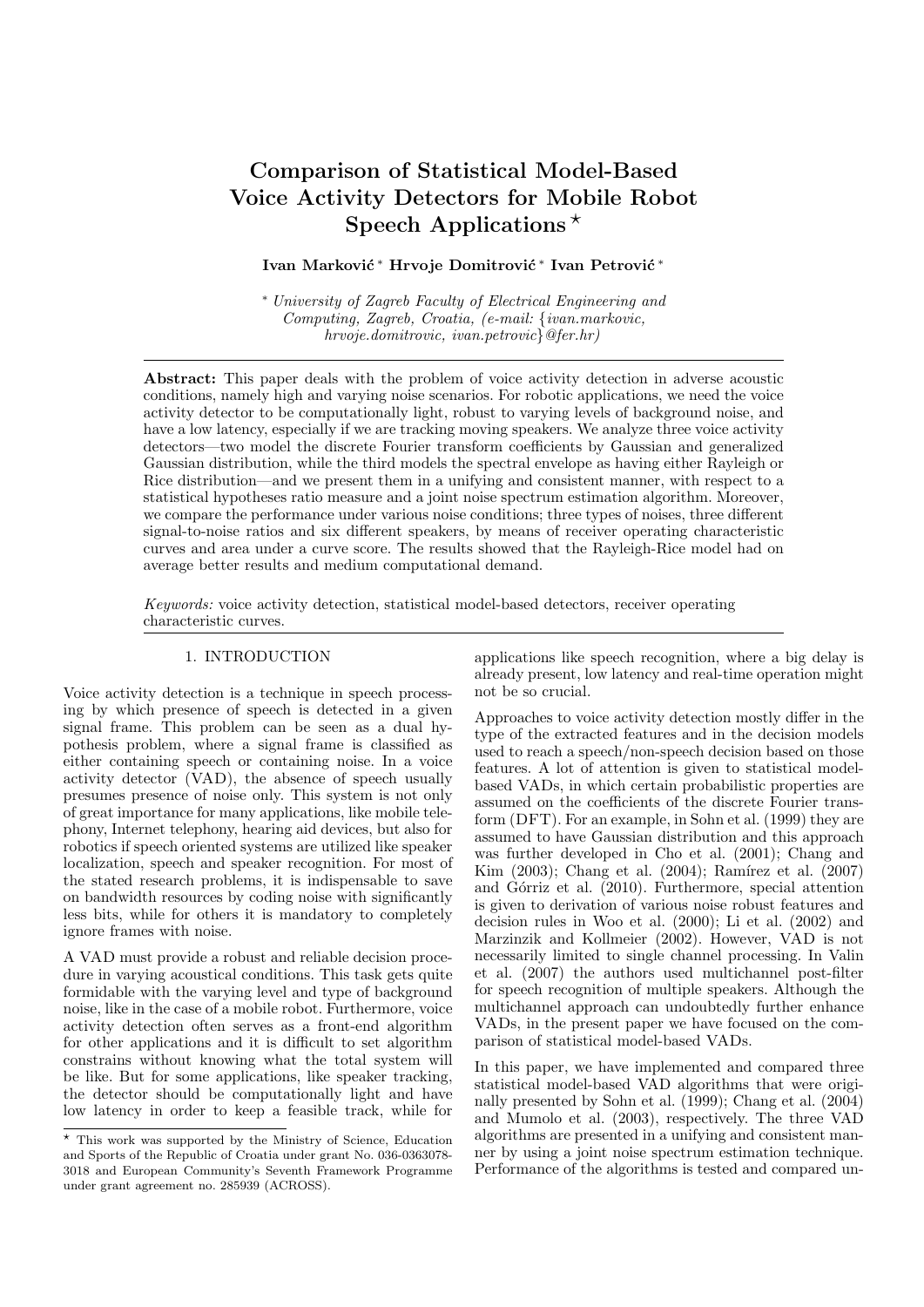# Comparison of Statistical Model-Based Voice Activity Detectors for Mobile Robot Speech Applications [⋆]

**Ivan Marković [*] Hrvoje Domitrović [*] Ivan Petrović [*]**

[*] *University of Zagreb Faculty of Electrical Engineering and Computing, Zagreb, Croatia, (e-mail: {ivan.markovic, hrvoje.domitrovic, ivan.petrovic}@fer.hr)*

**Abstract:** This paper deals with the problem of voice activity detection in adverse acoustic conditions, namely high and varying noise scenarios. For robotic applications, we need the voice activity detector to be computationally light, robust to varying levels of background noise, and have a low latency, especially if we are tracking moving speakers. We analyze three voice activity detectors—two model the discrete Fourier transform coefficients by Gaussian and generalized Gaussian distribution, while the third models the spectral envelope as having either Rayleigh or Rice distribution—and we present them in a unifying and consistent manner, with respect to a statistical hypotheses ratio measure and a joint noise spectrum estimation algorithm. Moreover, we compare the performance under various noise conditions; three types of noises, three different signal-to-noise ratios and six different speakers, by means of receiver operating characteristic curves and area under a curve score. The results showed that the Rayleigh-Rice model had on average better results and medium computational demand.

*Keywords:* voice activity detection, statistical model-based detectors, receiver operating characteristic curves.

## 1. INTRODUCTION

Voice activity detection is a technique in speech processing by which presence of speech is detected in a given signal frame. This problem can be seen as a dual hypothesis problem, where a signal frame is classified as either containing speech or containing noise. In a voice activity detector (VAD), the absence of speech usually presumes presence of noise only. This system is not only of great importance for many applications, like mobile telephony, Internet telephony, hearing aid devices, but also for robotics if speech oriented systems are utilized like speaker localization, speech and speaker recognition. For most of the stated research problems, it is indispensable to save on bandwidth resources by coding noise with significantly less bits, while for others it is mandatory to completely ignore frames with noise.

A VAD must provide a robust and reliable decision procedure in varying acoustical conditions. This task gets quite formidable with the varying level and type of background noise, like in the case of a mobile robot. Furthermore, voice activity detection often serves as a front-end algorithm for other applications and it is difficult to set algorithm constrains without knowing what the total system will be like. But for some applications, like speaker tracking, the detector should be computationally light and have low latency in order to keep a feasible track, while for applications like speech recognition, where a big delay is already present, low latency and real-time operation might not be so crucial.

Approaches to voice activity detection mostly differ in the type of the extracted features and in the decision models used to reach a speech/non-speech decision based on those features. A lot of attention is given to statistical model-based VADs, in which certain probabilistic properties are assumed on the coefficients of the discrete Fourier transform (DFT). For an example, in Sohn et al. (1999) they are assumed to have Gaussian distribution and this approach was further developed in Cho et al. (2001); Chang and Kim (2003); Chang et al. (2004); Ramírez et al. (2007) and Górriz et al. (2010). Furthermore, special attention is given to derivation of various noise robust features and decision rules in Woo et al. (2000); Li et al. (2002) and Marzinzik and Kollmeier (2002). However, VAD is not necessarily limited to single channel processing. In Valin et al. (2007) the authors used multichannel post-filter for speech recognition of multiple speakers. Although the multichannel approach can undoubtedly further enhance VADs, in the present paper we have focused on the comparison of statistical model-based VADs.

In this paper, we have implemented and compared three statistical model-based VAD algorithms that were originally presented by Sohn et al. (1999); Chang et al. (2004) and Mumolo et al. (2003), respectively. The three VAD algorithms are presented in a unifying and consistent manner by using a joint noise spectrum estimation technique. Performance of the algorithms is tested and compared un-

[⋆] This work was supported by the Ministry of Science, Education and Sports of the Republic of Croatia under grant No. 036-0363078-3018 and European Community's Seventh Framework Programme under grant agreement no. 285939 (ACROSS).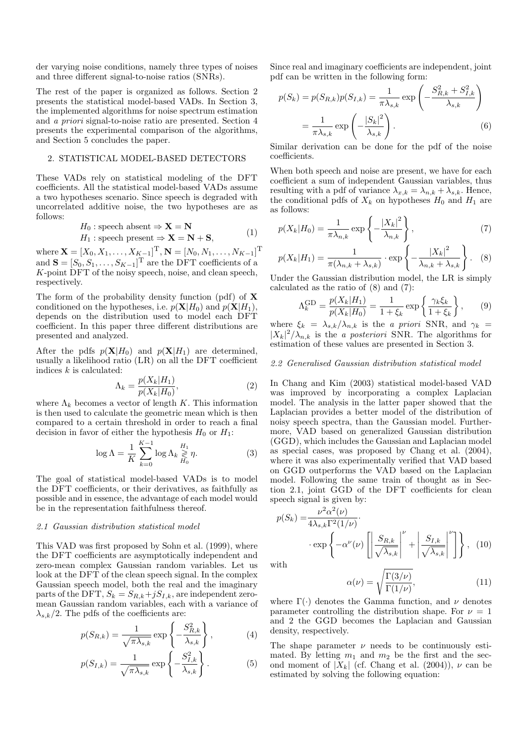der varying noise conditions, namely three types of noises and three different signal-to-noise ratios (SNRs).

The rest of the paper is organized as follows. Section 2 presents the statistical model-based VADs. In Section 3, the implemented algorithms for noise spectrum estimation and *a priori* signal-to-noise ratio are presented. Section 4 presents the experimental comparison of the algorithms, and Section 5 concludes the paper.

## 2. STATISTICAL MODEL-BASED DETECTORS

These VADs rely on statistical modeling of the DFT coefficients. All the statistical model-based VADs assume a two hypotheses scenario. Since speech is degraded with uncorrelated additive noise, the two hypotheses are as follows:

$$\begin{aligned} &H_0 : \text{speech absent} \Rightarrow \mathbf{X} = \mathbf{N} \\ &H_1 : \text{speech present} \Rightarrow \mathbf{X} = \mathbf{N} + \mathbf{S}, \end{aligned} \tag{1}$$

where $\mathbf{X} = [X_0, X_1, \ldots, X_{K-1}]^{\mathrm{T}}$, $\mathbf{N} = [N_0, N_1, \ldots, N_{K-1}]^{\mathrm{T}}$ and $\mathbf{S} = [S_0, S_1, \ldots, S_{K-1}]^{\mathrm{T}}$ are the DFT coefficients of a $K$-point DFT of the noisy speech, noise, and clean speech, respectively.

The form of the probability density function (pdf) of $\mathbf{X}$ conditioned on the hypotheses, i.e. $p(\mathbf{X}|H_0)$ and $p(\mathbf{X}|H_1)$, depends on the distribution used to model each DFT coefficient. In this paper three different distributions are presented and analyzed.

After the pdfs $p(\mathbf{X}|H_0)$ and $p(\mathbf{X}|H_1)$ are determined, usually a likelihood ratio (LR) on all the DFT coefficient indices $k$ is calculated:

$$\Lambda_k = \frac{p(X_k|H_1)}{p(X_k|H_0)}, \tag{2}$$

where $\Lambda_k$ becomes a vector of length $K$. This information is then used to calculate the geometric mean which is then compared to a certain threshold in order to reach a final decision in favor of either the hypothesis $H_0$ or $H_1$:

$$\log \Lambda = \frac{1}{K} \sum_{k=0}^{K-1} \log \Lambda_k \underset{H_0}{\overset{H_1}{\gtrless}} \eta. \tag{3}$$

The goal of statistical model-based VADs is to model the DFT coefficients, or their derivatives, as faithfully as possible and in essence, the advantage of each model would be in the representation faithfulness thereof.

### 2.1 Gaussian distribution statistical model

This VAD was first proposed by Sohn et al. (1999), where the DFT coefficients are asymptotically independent and zero-mean complex Gaussian random variables. Let us look at the DFT of the clean speech signal. In the complex Gaussian speech model, both the real and the imaginary parts of the DFT, $S_k = S_{R,k} + jS_{I,k}$, are independent zero-mean Gaussian random variables, each with a variance of $\lambda_{s,k}/2$. The pdfs of the coefficients are:

$$p(S_{R,k}) = \frac{1}{\sqrt{\pi \lambda_{s,k}}} \exp\left\{ -\frac{S_{R,k}^2}{\lambda_{s,k}} \right\}, \tag{4}$$

$$p(S_{I,k}) = \frac{1}{\sqrt{\pi \lambda_{s,k}}} \exp\left\{ -\frac{S_{I,k}^2}{\lambda_{s,k}} \right\}. \tag{5}$$

Since real and imaginary coefficients are independent, joint pdf can be written in the following form:

$$\begin{aligned} p(S_k) = p(S_{R,k})p(S_{I,k}) &= \frac{1}{\pi \lambda_{s,k}} \exp\left( -\frac{S_{R,k}^2 + S_{I,k}^2}{\lambda_{s,k}} \right) \\ &= \frac{1}{\pi \lambda_{s,k}} \exp\left( -\frac{|S_k|^2}{\lambda_{s,k}} \right). \end{aligned} \tag{6}$$

Similar derivation can be done for the pdf of the noise coefficients.

When both speech and noise are present, we have for each coefficient a sum of independent Gaussian variables, thus resulting with a pdf of variance $\lambda_{x,k} = \lambda_{n,k} + \lambda_{s,k}$. Hence, the conditional pdfs of $X_k$ on hypotheses $H_0$ and $H_1$ are as follows:

$$p(X_k|H_0) = \frac{1}{\pi \lambda_{n,k}} \exp\left\{ -\frac{|X_k|^2}{\lambda_{n,k}} \right\}, \tag{7}$$

$$p(X_k|H_1) = \frac{1}{\pi(\lambda_{n,k} + \lambda_{s,k})} \cdot \exp\left\{ -\frac{|X_k|^2}{\lambda_{n,k} + \lambda_{s,k}} \right\}. \tag{8}$$

Under the Gaussian distribution model, the LR is simply calculated as the ratio of (8) and (7):

$$\Lambda_k^{\mathrm{GD}} = \frac{p(X_k|H_1)}{p(X_k|H_0)} = \frac{1}{1+\xi_k} \exp\left\{ \frac{\gamma_k \xi_k}{1+\xi_k} \right\}, \tag{9}$$

where $\xi_k = \lambda_{s,k}/\lambda_{n,k}$ is the *a priori* SNR, and $\gamma_k = |X_k|^2/\lambda_{n,k}$ is the *a posteriori* SNR. The algorithms for estimation of these values are presented in Section 3.

### 2.2 Generalised Gaussian distribution statistical model

In Chang and Kim (2003) statistical model-based VAD was improved by incorporating a complex Laplacian model. The analysis in the latter paper showed that the Laplacian provides a better model of the distribution of noisy speech spectra, than the Gaussian model. Furthermore, VAD based on generalized Gaussian distribution (GGD), which includes the Gaussian and Laplacian model as special cases, was proposed by Chang et al. (2004), where it was also experimentally verified that VAD based on GGD outperforms the VAD based on the Laplacian model. Following the same train of thought as in Section 2.1, joint GGD of the DFT coefficients for clean speech signal is given by:

$$\begin{aligned} p(S_k) = &\frac{\nu^2 \alpha^2(\nu)}{4\lambda_{s,k}\Gamma^2(1/\nu)} \cdot \\ &\cdot \exp\left\{ -\alpha^{\nu}(\nu) \left[ \left| \frac{S_{R,k}}{\sqrt{\lambda_{s,k}}} \right|^{\nu} + \left| \frac{S_{I,k}}{\sqrt{\lambda_{s,k}}} \right|^{\nu} \right] \right\}, \end{aligned} \tag{10}$$

with

$$\alpha(\nu) = \sqrt{\frac{\Gamma(3/\nu)}{\Gamma(1/\nu)}}, \tag{11}$$

where $\Gamma(\cdot)$ denotes the Gamma function, and $\nu$ denotes parameter controlling the distribution shape. For $\nu = 1$ and 2 the GGD becomes the Laplacian and Gaussian density, respectively.

The shape parameter $\nu$ needs to be continuously estimated. By letting $m_1$ and $m_2$ be the first and the second moment of $|X_k|$ (cf. Chang et al. (2004)), $\nu$ can be estimated by solving the following equation: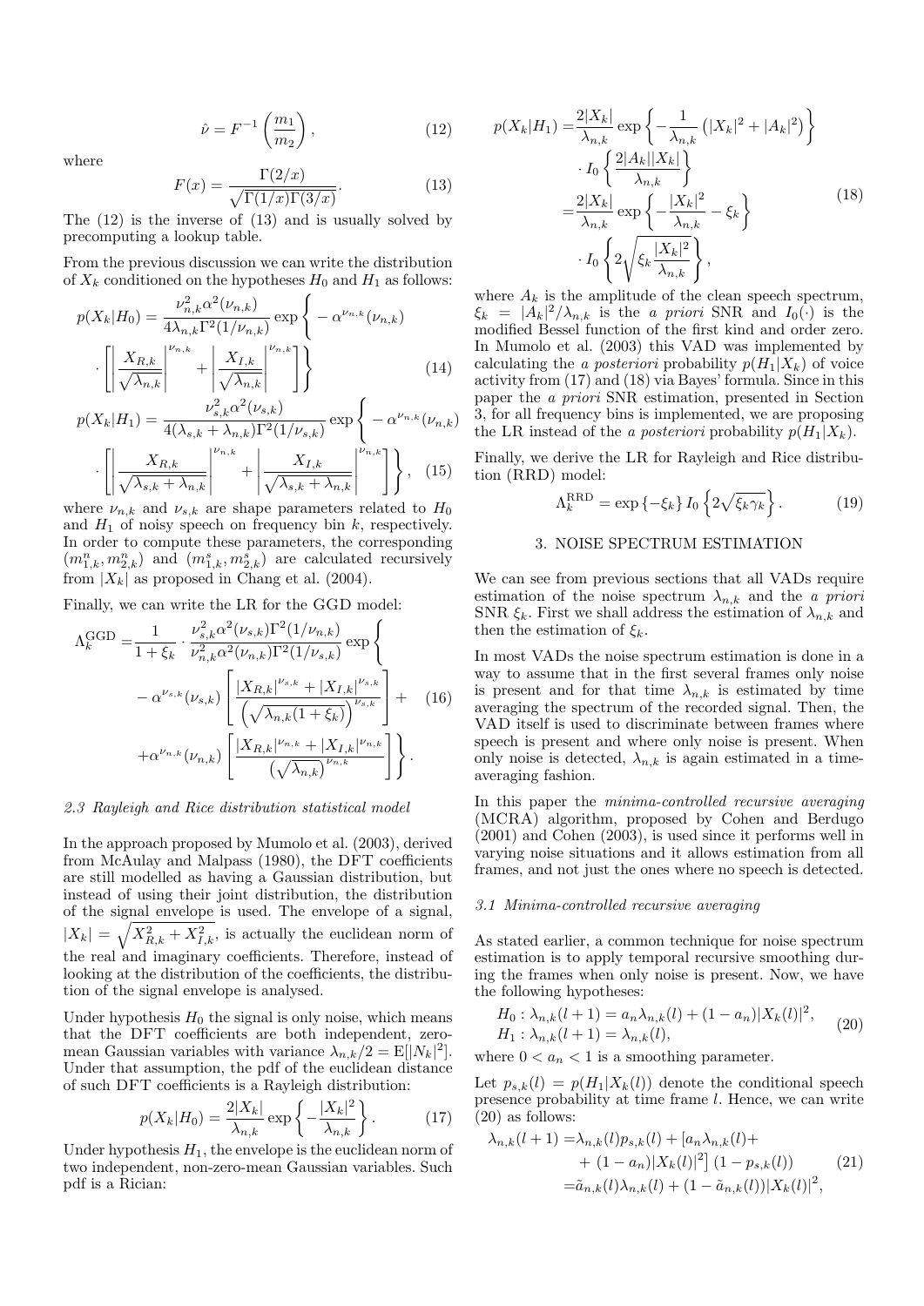$$\hat{\nu} = F^{-1}\left(\frac{m_1}{m_2}\right), \tag{12}$$

where

$$F(x) = \frac{\Gamma(2/x)}{\sqrt{\Gamma(1/x)\Gamma(3/x)}}. \tag{13}$$

The (12) is the inverse of (13) and is usually solved by precomputing a lookup table.

From the previous discussion we can write the distribution of $X_k$ conditioned on the hypotheses $H_0$ and $H_1$ as follows:

$$\begin{aligned} p(X_k|H_0) &= \frac{\nu_{n,k}^2 \alpha^2(\nu_{n,k})}{4\lambda_{n,k}\Gamma^2(1/\nu_{n,k})} \exp\Bigg\{ - \alpha^{\nu_{n,k}}(\nu_{n,k}) \\ &\cdot \left[ \left|\frac{X_{R,k}}{\sqrt{\lambda_{n,k}}}\right|^{\nu_{n,k}} + \left|\frac{X_{I,k}}{\sqrt{\lambda_{n,k}}}\right|^{\nu_{n,k}} \right] \Bigg\} \end{aligned} \tag{14}$$

$$\begin{aligned} p(X_k|H_1) &= \frac{\nu_{s,k}^2 \alpha^2(\nu_{s,k})}{4(\lambda_{s,k}+\lambda_{n,k})\Gamma^2(1/\nu_{s,k})} \exp\Bigg\{ - \alpha^{\nu_{n,k}}(\nu_{n,k}) \\ &\cdot \left[ \left|\frac{X_{R,k}}{\sqrt{\lambda_{s,k}+\lambda_{n,k}}}\right|^{\nu_{n,k}} + \left|\frac{X_{I,k}}{\sqrt{\lambda_{s,k}+\lambda_{n,k}}}\right|^{\nu_{n,k}} \right] \Bigg\}, \end{aligned} \tag{15}$$

where $\nu_{n,k}$ and $\nu_{s,k}$ are shape parameters related to $H_0$ and $H_1$ of noisy speech on frequency bin $k$, respectively. In order to compute these parameters, the corresponding $(m_{1,k}^n, m_{2,k}^n)$ and $(m_{1,k}^s, m_{2,k}^s)$ are calculated recursively from $|X_k|$ as proposed in Chang et al. (2004).

Finally, we can write the LR for the GGD model:

$$\begin{aligned} \Lambda_k^{\text{GGD}} =& \frac{1}{1+\xi_k} \cdot \frac{\nu_{s,k}^2 \alpha^2(\nu_{s,k})\Gamma^2(1/\nu_{n,k})}{\nu_{n,k}^2 \alpha^2(\nu_{n,k})\Gamma^2(1/\nu_{s,k})} \exp\Bigg\{ \\ & - \alpha^{\nu_{s,k}}(\nu_{s,k}) \left[ \frac{|X_{R,k}|^{\nu_{s,k}} + |X_{I,k}|^{\nu_{s,k}}}{\left(\sqrt{\lambda_{n,k}(1+\xi_k)}\right)^{\nu_{s,k}}} \right] + \\ & + \alpha^{\nu_{n,k}}(\nu_{n,k}) \left[ \frac{|X_{R,k}|^{\nu_{n,k}} + |X_{I,k}|^{\nu_{n,k}}}{\left(\sqrt{\lambda_{n,k}}\right)^{\nu_{n,k}}} \right] \Bigg\}. \end{aligned} \tag{16}$$

### 2.3 Rayleigh and Rice distribution statistical model

In the approach proposed by Mumolo et al. (2003), derived from McAulay and Malpass (1980), the DFT coefficients are still modelled as having a Gaussian distribution, but instead of using their joint distribution, the distribution of the signal envelope is used. The envelope of a signal, $|X_k| = \sqrt{X_{R,k}^2 + X_{I,k}^2}$, is actually the euclidean norm of the real and imaginary coefficients. Therefore, instead of looking at the distribution of the coefficients, the distribution of the signal envelope is analysed.

Under hypothesis $H_0$ the signal is only noise, which means that the DFT coefficients are both independent, zero-mean Gaussian variables with variance $\lambda_{n,k}/2 = \mathrm{E}[|N_k|^2]$. Under that assumption, the pdf of the euclidean distance of such DFT coefficients is a Rayleigh distribution:

$$p(X_k|H_0) = \frac{2|X_k|}{\lambda_{n,k}} \exp\left\{ -\frac{|X_k|^2}{\lambda_{n,k}} \right\}. \tag{17}$$

Under hypothesis $H_1$, the envelope is the euclidean norm of two independent, non-zero-mean Gaussian variables. Such pdf is a Rician:

$$\begin{aligned} p(X_k|H_1) =& \frac{2|X_k|}{\lambda_{n,k}} \exp\left\{ -\frac{1}{\lambda_{n,k}} \left( |X_k|^2 + |A_k|^2 \right) \right\} \\ & \cdot I_0\left\{ \frac{2|A_k||X_k|}{\lambda_{n,k}} \right\} \\ =& \frac{2|X_k|}{\lambda_{n,k}} \exp\left\{ -\frac{|X_k|^2}{\lambda_{n,k}} - \xi_k \right\} \\ & \cdot I_0\left\{ 2\sqrt{\xi_k \frac{|X_k|^2}{\lambda_{n,k}}} \right\}, \end{aligned} \tag{18}$$

where $A_k$ is the amplitude of the clean speech spectrum, $\xi_k = |A_k|^2/\lambda_{n,k}$ is the *a priori* SNR and $I_0(\cdot)$ is the modified Bessel function of the first kind and order zero. In Mumolo et al. (2003) this VAD was implemented by calculating the *a posteriori* probability $p(H_1|X_k)$ of voice activity from (17) and (18) via Bayes' formula. Since in this paper the *a priori* SNR estimation, presented in Section 3, for all frequency bins is implemented, we are proposing the LR instead of the *a posteriori* probability $p(H_1|X_k)$.

Finally, we derive the LR for Rayleigh and Rice distribution (RRD) model:

$$\Lambda_k^{\text{RRD}} = \exp\{-\xi_k\} I_0\left\{ 2\sqrt{\xi_k \gamma_k} \right\}. \tag{19}$$

## 3. NOISE SPECTRUM ESTIMATION

We can see from previous sections that all VADs require estimation of the noise spectrum $\lambda_{n,k}$ and the *a priori* SNR $\xi_k$. First we shall address the estimation of $\lambda_{n,k}$ and then the estimation of $\xi_k$.

In most VADs the noise spectrum estimation is done in a way to assume that in the first several frames only noise is present and for that time $\lambda_{n,k}$ is estimated by time averaging the spectrum of the recorded signal. Then, the VAD itself is used to discriminate between frames where speech is present and where only noise is present. When only noise is detected, $\lambda_{n,k}$ is again estimated in a time-averaging fashion.

In this paper the *minima-controlled recursive averaging* (MCRA) algorithm, proposed by Cohen and Berdugo (2001) and Cohen (2003), is used since it performs well in varying noise situations and it allows estimation from all frames, and not just the ones where no speech is detected.

### 3.1 Minima-controlled recursive averaging

As stated earlier, a common technique for noise spectrum estimation is to apply temporal recursive smoothing during the frames when only noise is present. Now, we have the following hypotheses:

$$\begin{aligned} H_0 &: \lambda_{n,k}(l+1) = a_n \lambda_{n,k}(l) + (1-a_n)|X_k(l)|^2, \\ H_1 &: \lambda_{n,k}(l+1) = \lambda_{n,k}(l), \end{aligned} \tag{20}$$

where $0 < a_n < 1$ is a smoothing parameter.

Let $p_{s,k}(l) = p(H_1|X_k(l))$ denote the conditional speech presence probability at time frame $l$. Hence, we can write (20) as follows:

$$\begin{aligned} \lambda_{n,k}(l+1) =& \lambda_{n,k}(l) p_{s,k}(l) + \left[ a_n \lambda_{n,k}(l) + \right. \\ & \left. + (1-a_n)|X_k(l)|^2 \right] (1 - p_{s,k}(l)) \\ =& \tilde{a}_{n,k}(l)\lambda_{n,k}(l) + (1 - \tilde{a}_{n,k}(l))|X_k(l)|^2, \end{aligned} \tag{21}$$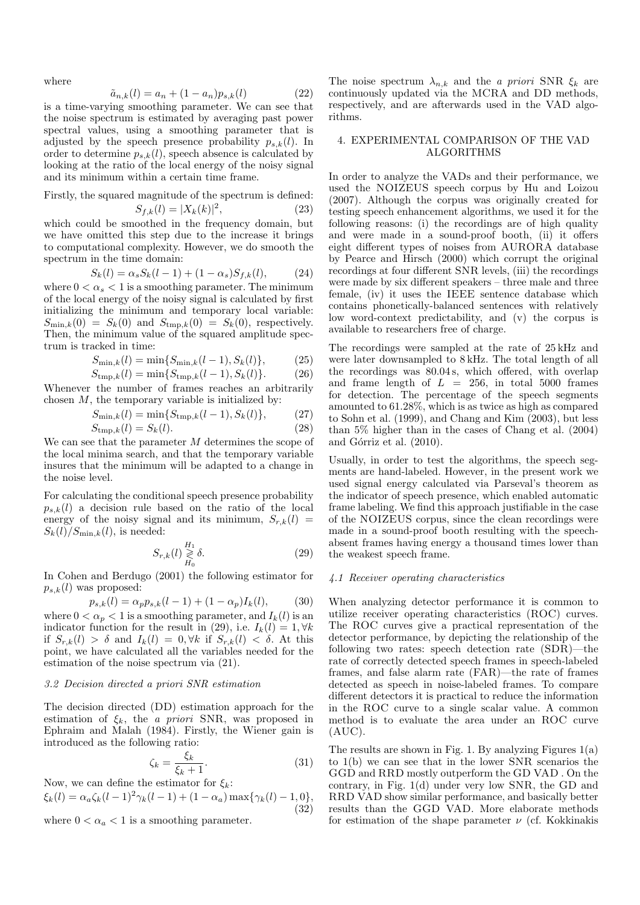where

$$\tilde{a}_{n,k}(l) = a_n + (1 - a_n) p_{s,k}(l) \tag{22}$$

is a time-varying smoothing parameter. We can see that the noise spectrum is estimated by averaging past power spectral values, using a smoothing parameter that is adjusted by the speech presence probability $p_{s,k}(l)$. In order to determine $p_{s,k}(l)$, speech absence is calculated by looking at the ratio of the local energy of the noisy signal and its minimum within a certain time frame.

Firstly, the squared magnitude of the spectrum is defined:

$$S_{f,k}(l) = |X_k(k)|^2, \tag{23}$$

which could be smoothed in the frequency domain, but we have omitted this step due to the increase it brings to computational complexity. However, we do smooth the spectrum in the time domain:

$$S_k(l) = \alpha_s S_k(l-1) + (1 - \alpha_s) S_{f,k}(l), \tag{24}$$

where $0 < \alpha_s < 1$ is a smoothing parameter. The minimum of the local energy of the noisy signal is calculated by first initializing the minimum and temporary local variable: $S_{\min,k}(0) = S_k(0)$ and $S_{\mathrm{tmp},k}(0) = S_k(0)$, respectively. Then, the minimum value of the squared amplitude spectrum is tracked in time:

$$S_{\min,k}(l) = \min\{S_{\min,k}(l-1), S_k(l)\}, \tag{25}$$

$$S_{\mathrm{tmp},k}(l) = \min\{S_{\mathrm{tmp},k}(l-1), S_k(l)\}. \tag{26}$$

Whenever the number of frames reaches an arbitrarily chosen $M$, the temporary variable is initialized by:

$$S_{\min,k}(l) = \min\{S_{\mathrm{tmp},k}(l-1), S_k(l)\}, \tag{27}$$

$$S_{\mathrm{tmp},k}(l) = S_k(l). \tag{28}$$

We can see that the parameter $M$ determines the scope of the local minima search, and that the temporary variable insures that the minimum will be adapted to a change in the noise level.

For calculating the conditional speech presence probability $p_{s,k}(l)$ a decision rule based on the ratio of the local energy of the noisy signal and its minimum, $S_{r,k}(l) = S_k(l)/S_{\min,k}(l)$, is needed:

$$S_{r,k}(l) \underset{H_0}{\overset{H_1}{\gtrless}} \delta. \tag{29}$$

In Cohen and Berdugo (2001) the following estimator for $p_{s,k}(l)$ was proposed:

$$p_{s,k}(l) = \alpha_p p_{s,k}(l-1) + (1 - \alpha_p) I_k(l), \tag{30}$$

where $0 < \alpha_p < 1$ is a smoothing parameter, and $I_k(l)$ is an indicator function for the result in (29), i.e. $I_k(l) = 1, \forall k$ if $S_{r,k}(l) > \delta$ and $I_k(l) = 0, \forall k$ if $S_{r,k}(l) < \delta$. At this point, we have calculated all the variables needed for the estimation of the noise spectrum via (21).

### 3.2 Decision directed a priori SNR estimation

The decision directed (DD) estimation approach for the estimation of $\xi_k$, the *a priori* SNR, was proposed in Ephraim and Malah (1984). Firstly, the Wiener gain is introduced as the following ratio:

$$\zeta_k = \frac{\xi_k}{\xi_k + 1}. \tag{31}$$

Now, we can define the estimator for $\xi_k$:

$$\xi_k(l) = \alpha_a \zeta_k(l-1)^2 \gamma_k(l-1) + (1 - \alpha_a) \max\{\gamma_k(l) - 1, 0\}, \tag{32}$$

where $0 < \alpha_a < 1$ is a smoothing parameter.

The noise spectrum $\lambda_{n,k}$ and the *a priori* SNR $\xi_k$ are continuously updated via the MCRA and DD methods, respectively, and are afterwards used in the VAD algorithms.

## 4. EXPERIMENTAL COMPARISON OF THE VAD ALGORITHMS

In order to analyze the VADs and their performance, we used the NOIZEUS speech corpus by Hu and Loizou (2007). Although the corpus was originally created for testing speech enhancement algorithms, we used it for the following reasons: (i) the recordings are of high quality and were made in a sound-proof booth, (ii) it offers eight different types of noises from AURORA database by Pearce and Hirsch (2000) which corrupt the original recordings at four different SNR levels, (iii) the recordings were made by six different speakers – three male and three female, (iv) it uses the IEEE sentence database which contains phonetically-balanced sentences with relatively low word-context predictability, and (v) the corpus is available to researchers free of charge.

The recordings were sampled at the rate of 25 kHz and were later downsampled to 8 kHz. The total length of all the recordings was 80.04 s, which offered, with overlap and frame length of $L = 256$, in total 5000 frames for detection. The percentage of the speech segments amounted to 61.28%, which is as twice as high as compared to Sohn et al. (1999), and Chang and Kim (2003), but less than 5% higher than in the cases of Chang et al. (2004) and Górriz et al. (2010).

Usually, in order to test the algorithms, the speech segments are hand-labeled. However, in the present work we used signal energy calculated via Parseval's theorem as the indicator of speech presence, which enabled automatic frame labeling. We find this approach justifiable in the case of the NOIZEUS corpus, since the clean recordings were made in a sound-proof booth resulting with the speech-absent frames having energy a thousand times lower than the weakest speech frame.

### 4.1 Receiver operating characteristics

When analyzing detector performance it is common to utilize receiver operating characteristics (ROC) curves. The ROC curves give a practical representation of the detector performance, by depicting the relationship of the following two rates: speech detection rate (SDR)—the rate of correctly detected speech frames in speech-labeled frames, and false alarm rate (FAR)—the rate of frames detected as speech in noise-labeled frames. To compare different detectors it is practical to reduce the information in the ROC curve to a single scalar value. A common method is to evaluate the area under an ROC curve (AUC).

The results are shown in Fig. 1. By analyzing Figures 1(a) to 1(b) we can see that in the lower SNR scenarios the GGD and RRD mostly outperform the GD VAD . On the contrary, in Fig. 1(d) under very low SNR, the GD and RRD VAD show similar performance, and basically better results than the GGD VAD. More elaborate methods for estimation of the shape parameter $\nu$ (cf. Kokkinakis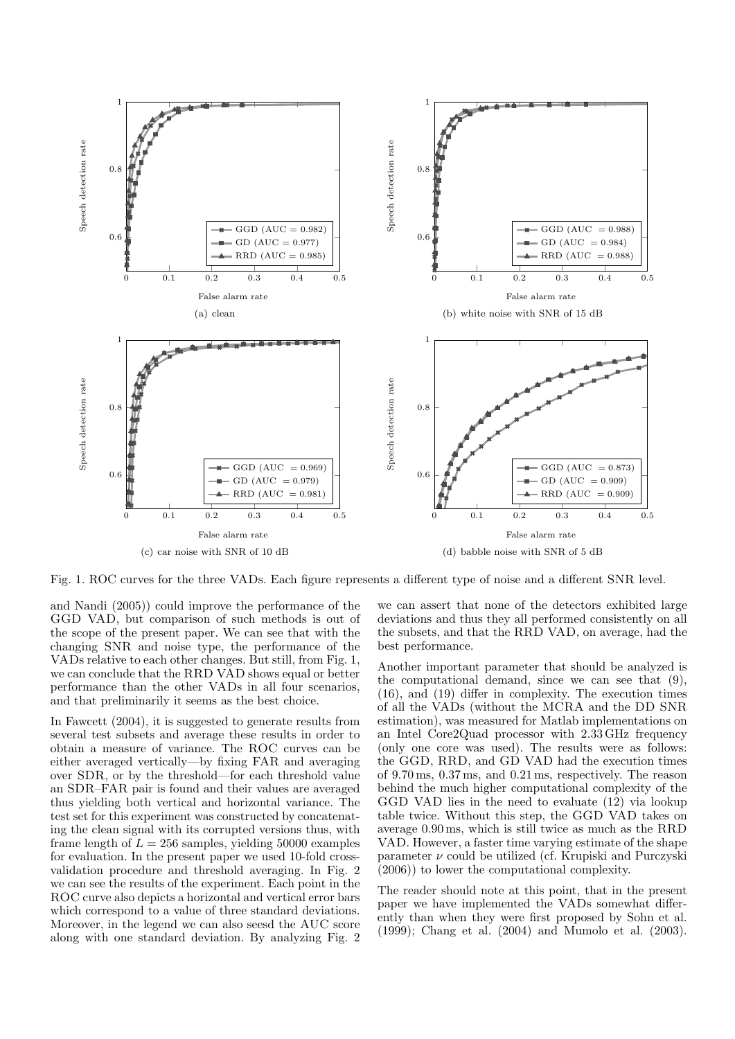Fig. 1. ROC curves for the three VADs. Each figure represents a different type of noise and a different SNR level.

and Nandi (2005)) could improve the performance of the GGD VAD, but comparison of such methods is out of the scope of the present paper. We can see that with the changing SNR and noise type, the performance of the VADs relative to each other changes. But still, from Fig. 1, we can conclude that the RRD VAD shows equal or better performance than the other VADs in all four scenarios, and that preliminarily it seems as the best choice.

In Fawcett (2004), it is suggested to generate results from several test subsets and average these results in order to obtain a measure of variance. The ROC curves can be either averaged vertically—by fixing FAR and averaging over SDR, or by the threshold—for each threshold value an SDR–FAR pair is found and their values are averaged thus yielding both vertical and horizontal variance. The test set for this experiment was constructed by concatenating the clean signal with its corrupted versions thus, with frame length of $L = 256$ samples, yielding 50000 examples for evaluation. In the present paper we used 10-fold cross-validation procedure and threshold averaging. In Fig. 2 we can see the results of the experiment. Each point in the ROC curve also depicts a horizontal and vertical error bars which correspond to a value of three standard deviations. Moreover, in the legend we can also seesd the AUC score along with one standard deviation. By analyzing Fig. 2 we can assert that none of the detectors exhibited large deviations and thus they all performed consistently on all the subsets, and that the RRD VAD, on average, had the best performance.

Another important parameter that should be analyzed is the computational demand, since we can see that (9), (16), and (19) differ in complexity. The execution times of all the VADs (without the MCRA and the DD SNR estimation), was measured for Matlab implementations on an Intel Core2Quad processor with 2.33 GHz frequency (only one core was used). The results were as follows: the GGD, RRD, and GD VAD had the execution times of 9.70 ms, 0.37 ms, and 0.21 ms, respectively. The reason behind the much higher computational complexity of the GGD VAD lies in the need to evaluate (12) via lookup table twice. Without this step, the GGD VAD takes on average 0.90 ms, which is still twice as much as the RRD VAD. However, a faster time varying estimate of the shape parameter $\nu$ could be utilized (cf. Krupiski and Purczyski (2006)) to lower the computational complexity.

The reader should note at this point, that in the present paper we have implemented the VADs somewhat differently than when they were first proposed by Sohn et al. (1999); Chang et al. (2004) and Mumolo et al. (2003).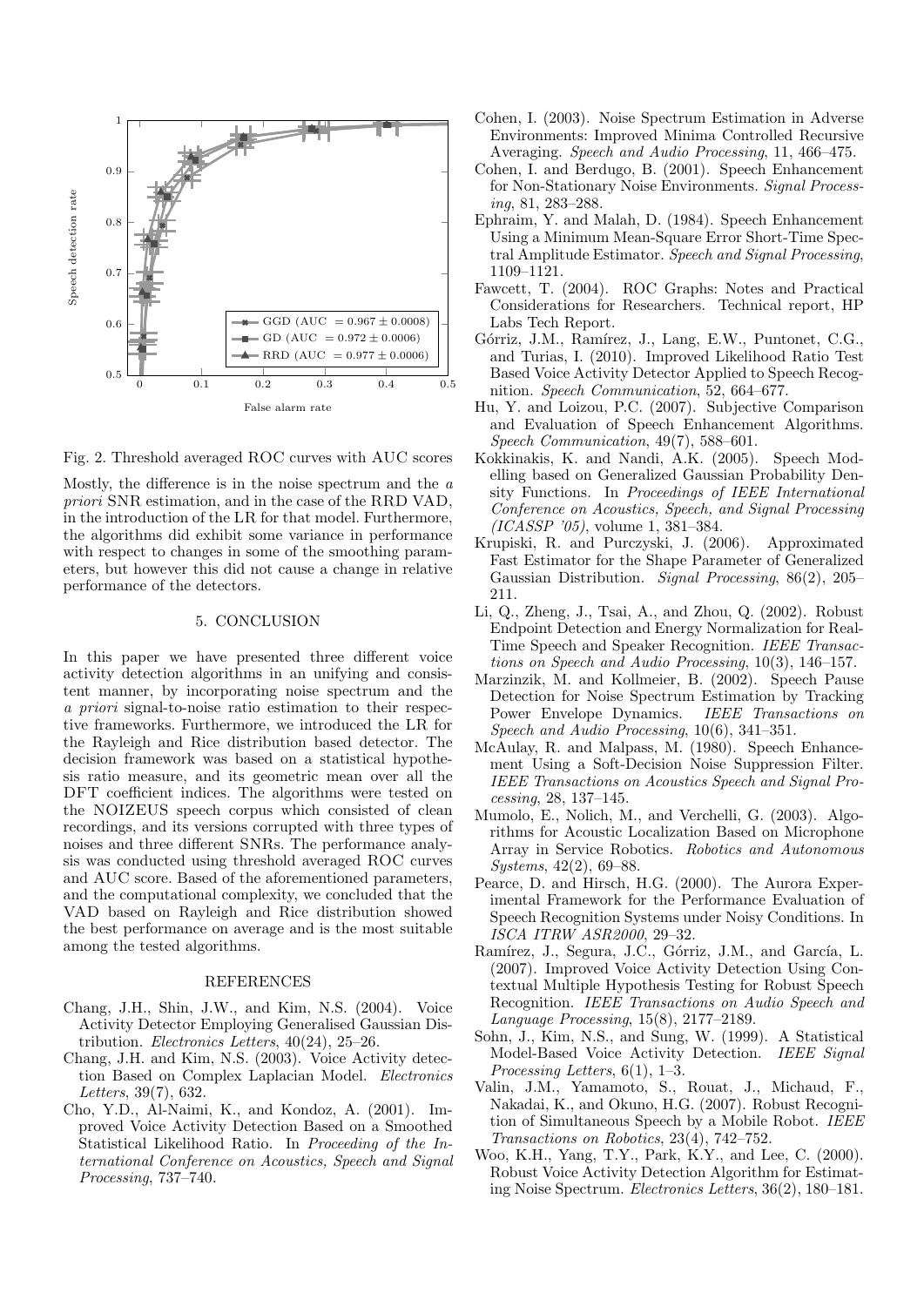Speech detection rate

1

0.9

0.8

0.7

0.6

0.5

0 0.1 0.2 0.3 0.4 0.5

False alarm rate

GGD (AUC $= 0.967 \pm 0.0008$)

GD (AUC $= 0.972 \pm 0.0006$)

RRD (AUC $= 0.977 \pm 0.0006$)

Fig. 2. Threshold averaged ROC curves with AUC scores

Mostly, the difference is in the noise spectrum and the *a priori* SNR estimation, and in the case of the RRD VAD, in the introduction of the LR for that model. Furthermore, the algorithms did exhibit some variance in performance with respect to changes in some of the smoothing parameters, but however this did not cause a change in relative performance of the detectors.

## 5. CONCLUSION

In this paper we have presented three different voice activity detection algorithms in an unifying and consistent manner, by incorporating noise spectrum and the *a priori* signal-to-noise ratio estimation to their respective frameworks. Furthermore, we introduced the LR for the Rayleigh and Rice distribution based detector. The decision framework was based on a statistical hypothesis ratio measure, and its geometric mean over all the DFT coefficient indices. The algorithms were tested on the NOIZEUS speech corpus which consisted of clean recordings, and its versions corrupted with three types of noises and three different SNRs. The performance analysis was conducted using threshold averaged ROC curves and AUC score. Based of the aforementioned parameters, and the computational complexity, we concluded that the VAD based on Rayleigh and Rice distribution showed the best performance on average and is the most suitable among the tested algorithms.

## REFERENCES

Chang, J.H., Shin, J.W., and Kim, N.S. (2004). Voice Activity Detector Employing Generalised Gaussian Distribution. *Electronics Letters*, 40(24), 25–26.

Chang, J.H. and Kim, N.S. (2003). Voice Activity detection Based on Complex Laplacian Model. *Electronics Letters*, 39(7), 632.

Cho, Y.D., Al-Naimi, K., and Kondoz, A. (2001). Improved Voice Activity Detection Based on a Smoothed Statistical Likelihood Ratio. In *Proceeding of the International Conference on Acoustics, Speech and Signal Processing*, 737–740.

Cohen, I. (2003). Noise Spectrum Estimation in Adverse Environments: Improved Minima Controlled Recursive Averaging. *Speech and Audio Processing*, 11, 466–475.

Cohen, I. and Berdugo, B. (2001). Speech Enhancement for Non-Stationary Noise Environments. *Signal Processing*, 81, 283–288.

Ephraim, Y. and Malah, D. (1984). Speech Enhancement Using a Minimum Mean-Square Error Short-Time Spectral Amplitude Estimator. *Speech and Signal Processing*, 1109–1121.

Fawcett, T. (2004). ROC Graphs: Notes and Practical Considerations for Researchers. Technical report, HP Labs Tech Report.

Górriz, J.M., Ramírez, J., Lang, E.W., Puntonet, C.G., and Turias, I. (2010). Improved Likelihood Ratio Test Based Voice Activity Detector Applied to Speech Recognition. *Speech Communication*, 52, 664–677.

Hu, Y. and Loizou, P.C. (2007). Subjective Comparison and Evaluation of Speech Enhancement Algorithms. *Speech Communication*, 49(7), 588–601.

Kokkinakis, K. and Nandi, A.K. (2005). Speech Modelling based on Generalized Gaussian Probability Density Functions. In *Proceedings of IEEE International Conference on Acoustics, Speech, and Signal Processing (ICASSP '05)*, volume 1, 381–384.

Krupiski, R. and Purczyski, J. (2006). Approximated Fast Estimator for the Shape Parameter of Generalized Gaussian Distribution. *Signal Processing*, 86(2), 205–211.

Li, Q., Zheng, J., Tsai, A., and Zhou, Q. (2002). Robust Endpoint Detection and Energy Normalization for Real-Time Speech and Speaker Recognition. *IEEE Transactions on Speech and Audio Processing*, 10(3), 146–157.

Marzinzik, M. and Kollmeier, B. (2002). Speech Pause Detection for Noise Spectrum Estimation by Tracking Power Envelope Dynamics. *IEEE Transactions on Speech and Audio Processing*, 10(6), 341–351.

McAulay, R. and Malpass, M. (1980). Speech Enhancement Using a Soft-Decision Noise Suppression Filter. *IEEE Transactions on Acoustics Speech and Signal Processing*, 28, 137–145.

Mumolo, E., Nolich, M., and Verchelli, G. (2003). Algorithms for Acoustic Localization Based on Microphone Array in Service Robotics. *Robotics and Autonomous Systems*, 42(2), 69–88.

Pearce, D. and Hirsch, H.G. (2000). The Aurora Experimental Framework for the Performance Evaluation of Speech Recognition Systems under Noisy Conditions. In *ISCA ITRW ASR2000*, 29–32.

Ramírez, J., Segura, J.C., Górriz, J.M., and García, L. (2007). Improved Voice Activity Detection Using Contextual Multiple Hypothesis Testing for Robust Speech Recognition. *IEEE Transactions on Audio Speech and Language Processing*, 15(8), 2177–2189.

Sohn, J., Kim, N.S., and Sung, W. (1999). A Statistical Model-Based Voice Activity Detection. *IEEE Signal Processing Letters*, 6(1), 1–3.

Valin, J.M., Yamamoto, S., Rouat, J., Michaud, F., Nakadai, K., and Okuno, H.G. (2007). Robust Recognition of Simultaneous Speech by a Mobile Robot. *IEEE Transactions on Robotics*, 23(4), 742–752.

Woo, K.H., Yang, T.Y., Park, K.Y., and Lee, C. (2000). Robust Voice Activity Detection Algorithm for Estimating Noise Spectrum. *Electronics Letters*, 36(2), 180–181.